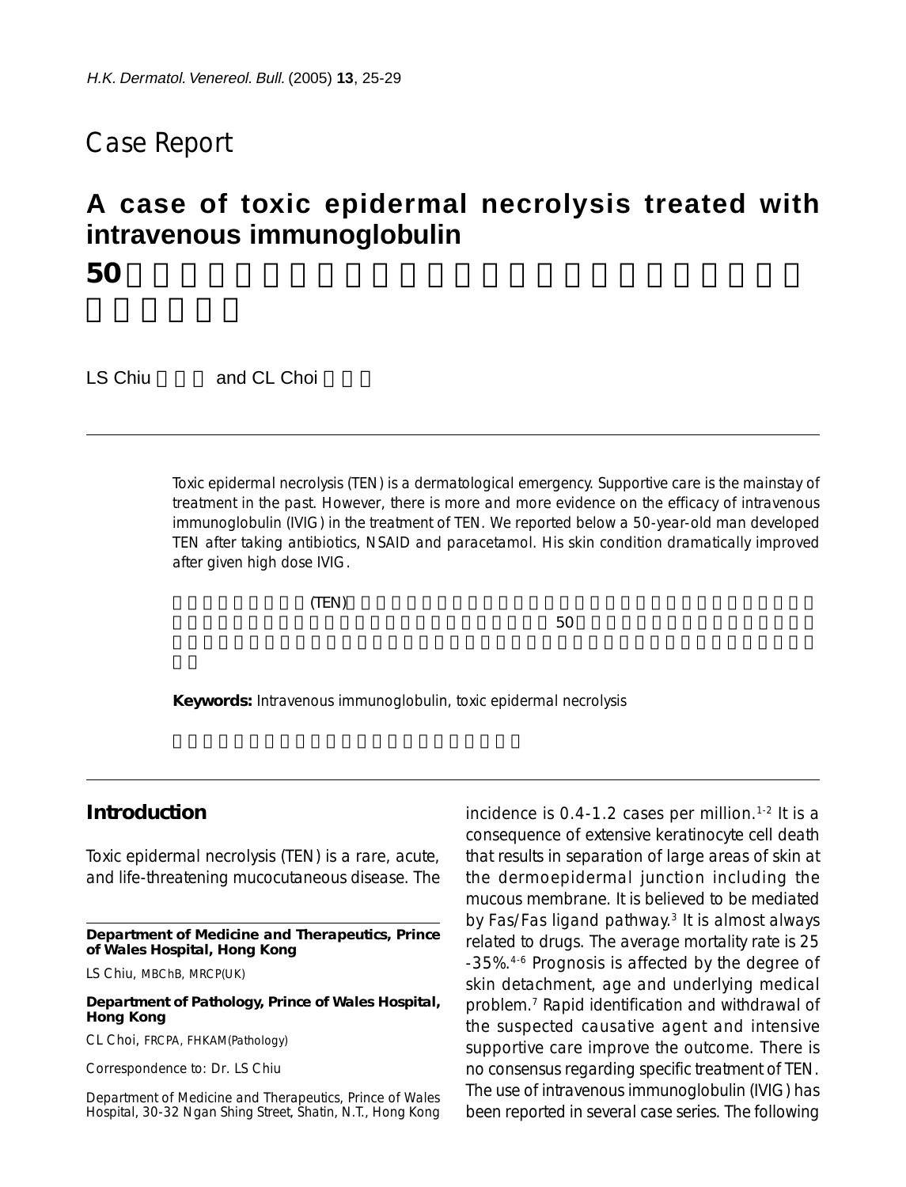## Case Report

# A case of toxic epidermal necrolysis treated with intravenous immunoglobulin

LS Chiu and CL Choi

Toxic epidermal necrolysis (TEN) is a dermatological emergency. Supportive care is the mainstay of treatment in the past. However, there is more and more evidence on the efficacy of intravenous immunoglobulin (IVIG) in the treatment of TEN. We reported below a 50-year-old man developed TEN after taking antibiotics, NSAID and paracetamol. His skin condition dramatically improved after given high dose IVIG.

**Keywords:** Intravenous immunoglobulin, toxic epidermal necrolysis

## Introduction

Toxic epidermal necrolysis (TEN) is a rare, acute, and life-threatening mucocutaneous disease. The incidence is 0.4-1.2 cases per million.[1-2] It is a consequence of extensive keratinocyte cell death that results in separation of large areas of skin at the dermoepidermal junction including the mucous membrane. It is believed to be mediated by Fas/Fas ligand pathway.[3] It is almost always related to drugs. The average mortality rate is 25-35%.[4-6] Prognosis is affected by the degree of skin detachment, age and underlying medical problem.[7] Rapid identification and withdrawal of the suspected causative agent and intensive supportive care improve the outcome. There is no consensus regarding specific treatment of TEN. The use of intravenous immunoglobulin (IVIG) has been reported in several case series. The following

**Department of Medicine and Therapeutics, Prince of Wales Hospital, Hong Kong**

LS Chiu, MBChB, MRCP(UK)

**Department of Pathology, Prince of Wales Hospital, Hong Kong**

CL Choi, FRCPA, FHKAM(Pathology)

Correspondence to: Dr. LS Chiu

Department of Medicine and Therapeutics, Prince of Wales Hospital, 30-32 Ngan Shing Street, Shatin, N.T., Hong Kong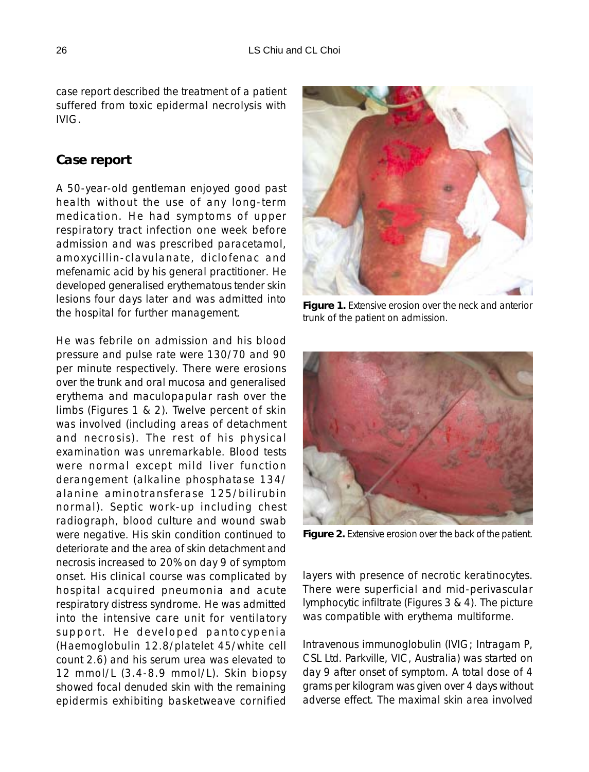case report described the treatment of a patient suffered from toxic epidermal necrolysis with IVIG.

## Case report

A 50-year-old gentleman enjoyed good past health without the use of any long-term medication. He had symptoms of upper respiratory tract infection one week before admission and was prescribed paracetamol, amoxycillin-clavulanate, diclofenac and mefenamic acid by his general practitioner. He developed generalised erythematous tender skin lesions four days later and was admitted into the hospital for further management.

He was febrile on admission and his blood pressure and pulse rate were 130/70 and 90 per minute respectively. There were erosions over the trunk and oral mucosa and generalised erythema and maculopapular rash over the limbs (Figures 1 & 2). Twelve percent of skin was involved (including areas of detachment and necrosis). The rest of his physical examination was unremarkable. Blood tests were normal except mild liver function derangement (alkaline phosphatase 134/ alanine aminotransferase 125/bilirubin normal). Septic work-up including chest radiograph, blood culture and wound swab were negative. His skin condition continued to deteriorate and the area of skin detachment and necrosis increased to 20% on day 9 of symptom onset. His clinical course was complicated by hospital acquired pneumonia and acute respiratory distress syndrome. He was admitted into the intensive care unit for ventilatory support. He developed pantocypenia (Haemoglobulin 12.8/platelet 45/white cell count 2.6) and his serum urea was elevated to 12 mmol/L (3.4-8.9 mmol/L). Skin biopsy showed focal denuded skin with the remaining epidermis exhibiting basketweave cornified layers with presence of necrotic keratinocytes. There were superficial and mid-perivascular lymphocytic infiltrate (Figures 3 & 4). The picture was compatible with erythema multiforme.

**Figure 1.** Extensive erosion over the neck and anterior trunk of the patient on admission.

**Figure 2.** Extensive erosion over the back of the patient.

Intravenous immunoglobulin (IVIG; Intragam P, CSL Ltd. Parkville, VIC, Australia) was started on day 9 after onset of symptom. A total dose of 4 grams per kilogram was given over 4 days without adverse effect. The maximal skin area involved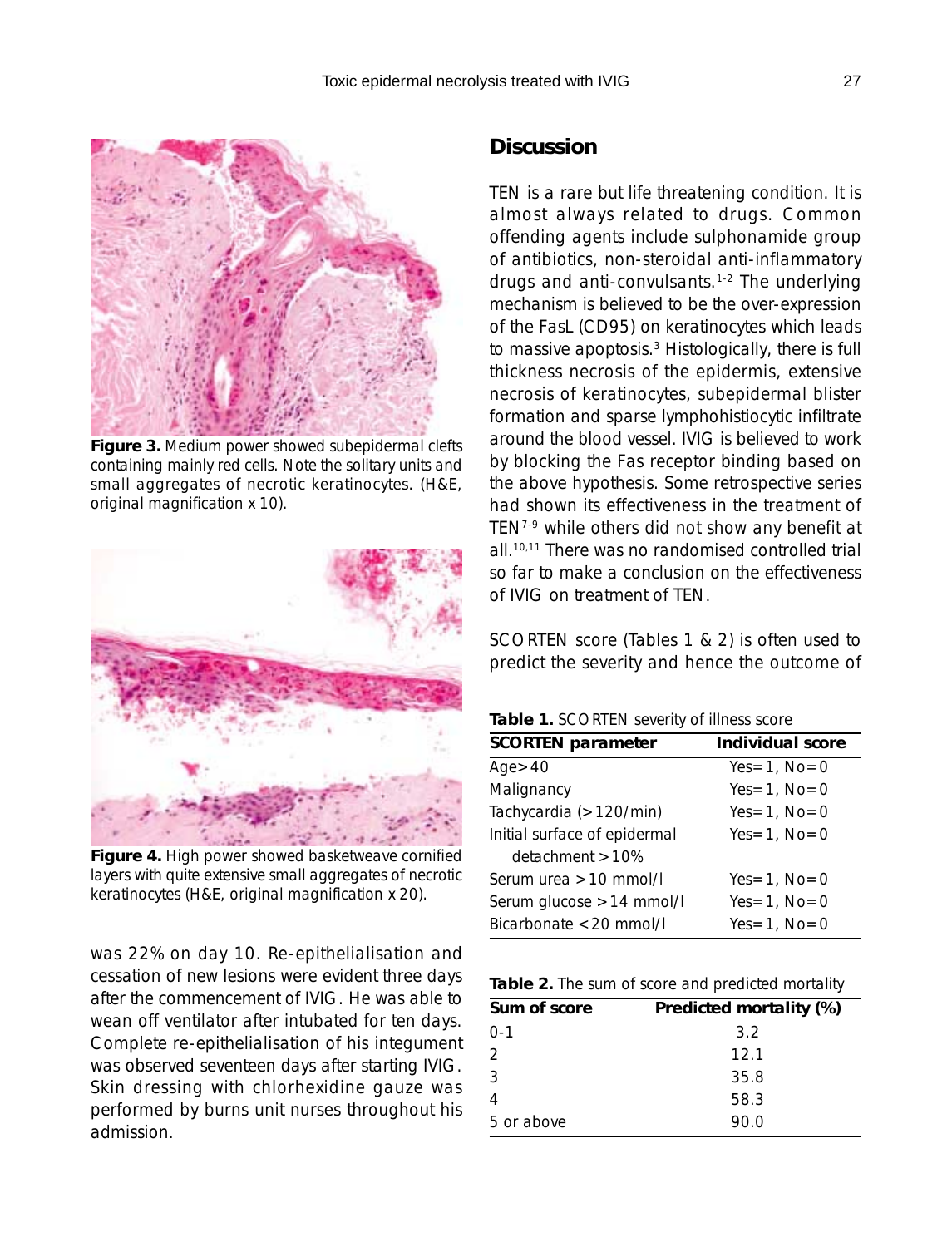Figure 3. Medium power showed subepidermal clefts containing mainly red cells. Note the solitary units and small aggregates of necrotic keratinocytes. (H&E, original magnification x 10).

Figure 4. High power showed basketweave cornified layers with quite extensive small aggregates of necrotic keratinocytes (H&E, original magnification x 20).

was 22% on day 10. Re-epithelialisation and cessation of new lesions were evident three days after the commencement of IVIG. He was able to wean off ventilator after intubated for ten days. Complete re-epithelialisation of his integument was observed seventeen days after starting IVIG. Skin dressing with chlorhexidine gauze was performed by burns unit nurses throughout his admission.

## Discussion

TEN is a rare but life threatening condition. It is almost always related to drugs. Common offending agents include sulphonamide group of antibiotics, non-steroidal anti-inflammatory drugs and anti-convulsants.[1-2] The underlying mechanism is believed to be the over-expression of the FasL (CD95) on keratinocytes which leads to massive apoptosis.[3] Histologically, there is full thickness necrosis of the epidermis, extensive necrosis of keratinocytes, subepidermal blister formation and sparse lymphohistiocytic infiltrate around the blood vessel. IVIG is believed to work by blocking the Fas receptor binding based on the above hypothesis. Some retrospective series had shown its effectiveness in the treatment of TEN[7-9] while others did not show any benefit at all.[10,11] There was no randomised controlled trial so far to make a conclusion on the effectiveness of IVIG on treatment of TEN.

SCORTEN score (Tables 1 & 2) is often used to predict the severity and hence the outcome of

**Table 1.** SCORTEN severity of illness score

| SCORTEN parameter | Individual score |
|---|---|
| Age>40 | Yes=1, No=0 |
| Malignancy | Yes=1, No=0 |
| Tachycardia (>120/min) | Yes=1, No=0 |
| Initial surface of epidermal detachment >10% | Yes=1, No=0 |
| Serum urea >10 mmol/l | Yes=1, No=0 |
| Serum glucose >14 mmol/l | Yes=1, No=0 |
| Bicarbonate <20 mmol/l | Yes=1, No=0 |

**Table 2.** The sum of score and predicted mortality

| Sum of score | Predicted mortality (%) |
|---|---|
| 0-1 | 3.2 |
| 2 | 12.1 |
| 3 | 35.8 |
| 4 | 58.3 |
| 5 or above | 90.0 |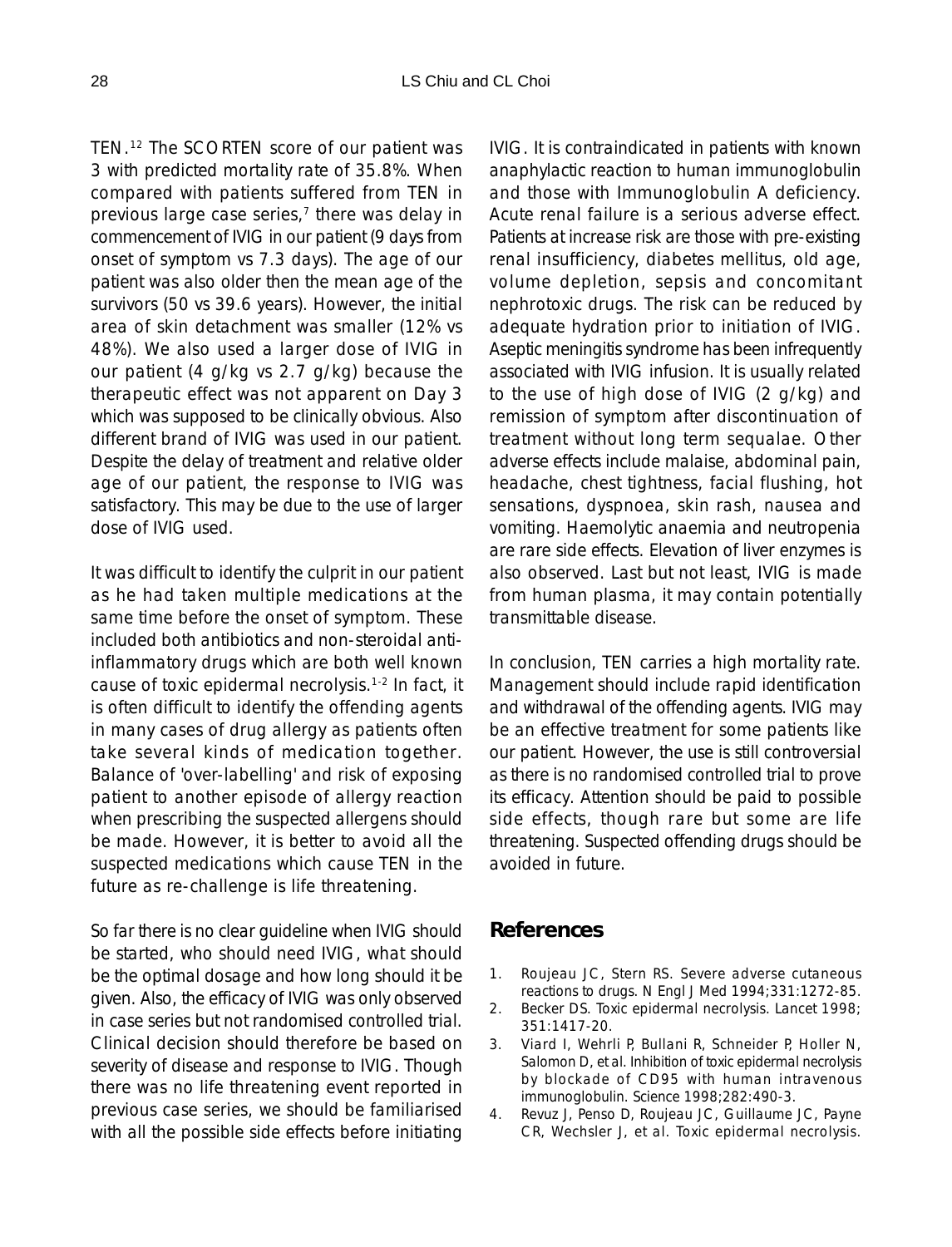TEN.[12] The SCORTEN score of our patient was 3 with predicted mortality rate of 35.8%. When compared with patients suffered from TEN in previous large case series,[7] there was delay in commencement of IVIG in our patient (9 days from onset of symptom vs 7.3 days). The age of our patient was also older then the mean age of the survivors (50 vs 39.6 years). However, the initial area of skin detachment was smaller (12% vs 48%). We also used a larger dose of IVIG in our patient (4 g/kg vs 2.7 g/kg) because the therapeutic effect was not apparent on Day 3 which was supposed to be clinically obvious. Also different brand of IVIG was used in our patient. Despite the delay of treatment and relative older age of our patient, the response to IVIG was satisfactory. This may be due to the use of larger dose of IVIG used.

It was difficult to identify the culprit in our patient as he had taken multiple medications at the same time before the onset of symptom. These included both antibiotics and non-steroidal anti-inflammatory drugs which are both well known cause of toxic epidermal necrolysis.[1-2] In fact, it is often difficult to identify the offending agents in many cases of drug allergy as patients often take several kinds of medication together. Balance of 'over-labelling' and risk of exposing patient to another episode of allergy reaction when prescribing the suspected allergens should be made. However, it is better to avoid all the suspected medications which cause TEN in the future as re-challenge is life threatening.

So far there is no clear guideline when IVIG should be started, who should need IVIG, what should be the optimal dosage and how long should it be given. Also, the efficacy of IVIG was only observed in case series but not randomised controlled trial. Clinical decision should therefore be based on severity of disease and response to IVIG. Though there was no life threatening event reported in previous case series, we should be familiarised with all the possible side effects before initiating IVIG. It is contraindicated in patients with known anaphylactic reaction to human immunoglobulin and those with Immunoglobulin A deficiency. Acute renal failure is a serious adverse effect. Patients at increase risk are those with pre-existing renal insufficiency, diabetes mellitus, old age, volume depletion, sepsis and concomitant nephrotoxic drugs. The risk can be reduced by adequate hydration prior to initiation of IVIG. Aseptic meningitis syndrome has been infrequently associated with IVIG infusion. It is usually related to the use of high dose of IVIG (2 g/kg) and remission of symptom after discontinuation of treatment without long term sequalae. Other adverse effects include malaise, abdominal pain, headache, chest tightness, facial flushing, hot sensations, dyspnoea, skin rash, nausea and vomiting. Haemolytic anaemia and neutropenia are rare side effects. Elevation of liver enzymes is also observed. Last but not least, IVIG is made from human plasma, it may contain potentially transmittable disease.

In conclusion, TEN carries a high mortality rate. Management should include rapid identification and withdrawal of the offending agents. IVIG may be an effective treatment for some patients like our patient. However, the use is still controversial as there is no randomised controlled trial to prove its efficacy. Attention should be paid to possible side effects, though rare but some are life threatening. Suspected offending drugs should be avoided in future.

## References

1. Roujeau JC, Stern RS. Severe adverse cutaneous reactions to drugs. N Engl J Med 1994;331:1272-85.
2. Becker DS. Toxic epidermal necrolysis. Lancet 1998; 351:1417-20.
3. Viard I, Wehrli P, Bullani R, Schneider P, Holler N, Salomon D, et al. Inhibition of toxic epidermal necrolysis by blockade of CD95 with human intravenous immunoglobulin. Science 1998;282:490-3.
4. Revuz J, Penso D, Roujeau JC, Guillaume JC, Payne CR, Wechsler J, et al. Toxic epidermal necrolysis.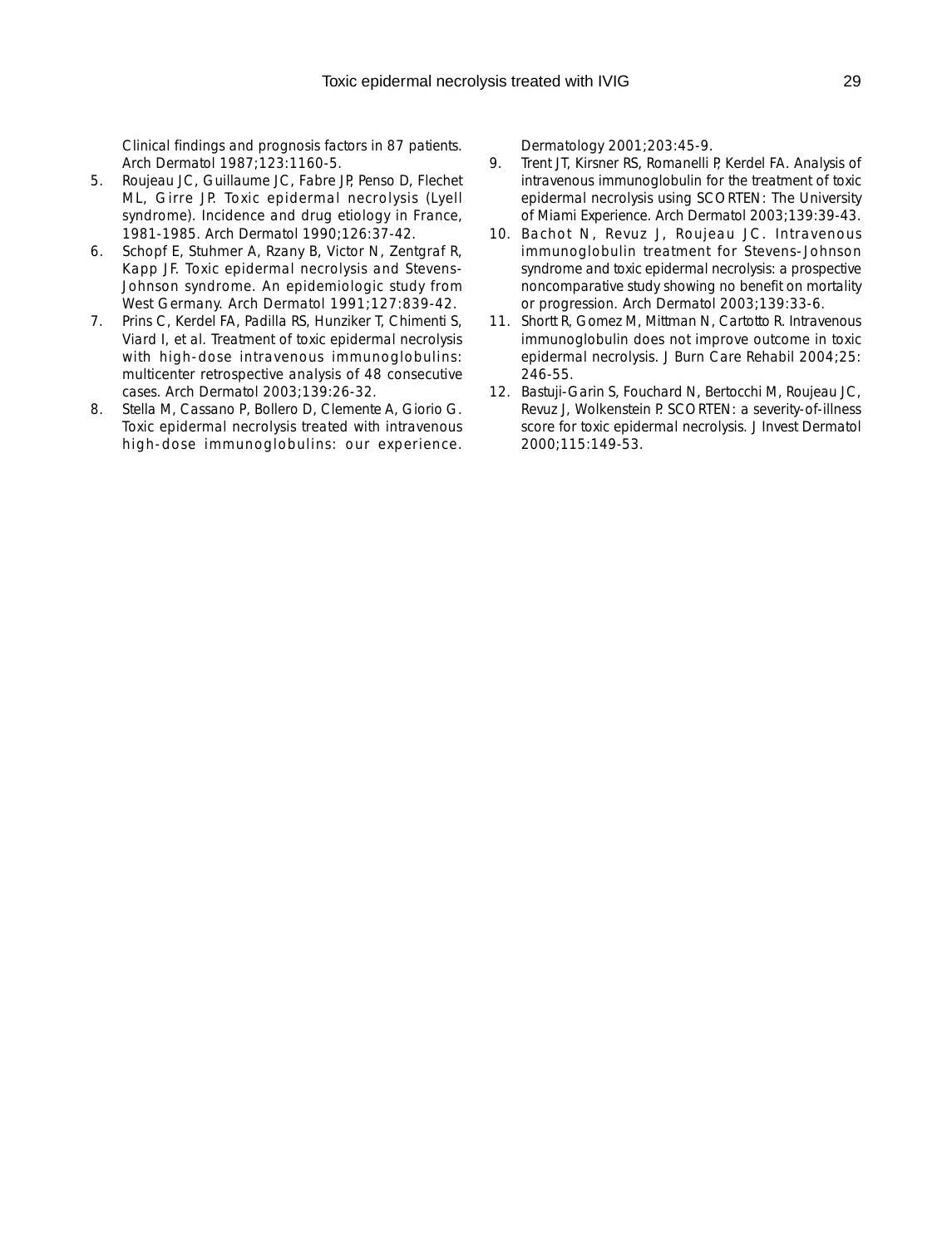Clinical findings and prognosis factors in 87 patients. Arch Dermatol 1987;123:1160-5.

5. Roujeau JC, Guillaume JC, Fabre JP, Penso D, Flechet ML, Girre JP. Toxic epidermal necrolysis (Lyell syndrome). Incidence and drug etiology in France, 1981-1985. Arch Dermatol 1990;126:37-42.
6. Schopf E, Stuhmer A, Rzany B, Victor N, Zentgraf R, Kapp JF. Toxic epidermal necrolysis and Stevens-Johnson syndrome. An epidemiologic study from West Germany. Arch Dermatol 1991;127:839-42.
7. Prins C, Kerdel FA, Padilla RS, Hunziker T, Chimenti S, Viard I, et al. Treatment of toxic epidermal necrolysis with high-dose intravenous immunoglobulins: multicenter retrospective analysis of 48 consecutive cases. Arch Dermatol 2003;139:26-32.
8. Stella M, Cassano P, Bollero D, Clemente A, Giorio G. Toxic epidermal necrolysis treated with intravenous high-dose immunoglobulins: our experience. Dermatology 2001;203:45-9.
9. Trent JT, Kirsner RS, Romanelli P, Kerdel FA. Analysis of intravenous immunoglobulin for the treatment of toxic epidermal necrolysis using SCORTEN: The University of Miami Experience. Arch Dermatol 2003;139:39-43.
10. Bachot N, Revuz J, Roujeau JC. Intravenous immunoglobulin treatment for Stevens-Johnson syndrome and toxic epidermal necrolysis: a prospective noncomparative study showing no benefit on mortality or progression. Arch Dermatol 2003;139:33-6.
11. Shortt R, Gomez M, Mittman N, Cartotto R. Intravenous immunoglobulin does not improve outcome in toxic epidermal necrolysis. J Burn Care Rehabil 2004;25: 246-55.
12. Bastuji-Garin S, Fouchard N, Bertocchi M, Roujeau JC, Revuz J, Wolkenstein P. SCORTEN: a severity-of-illness score for toxic epidermal necrolysis. J Invest Dermatol 2000;115:149-53.